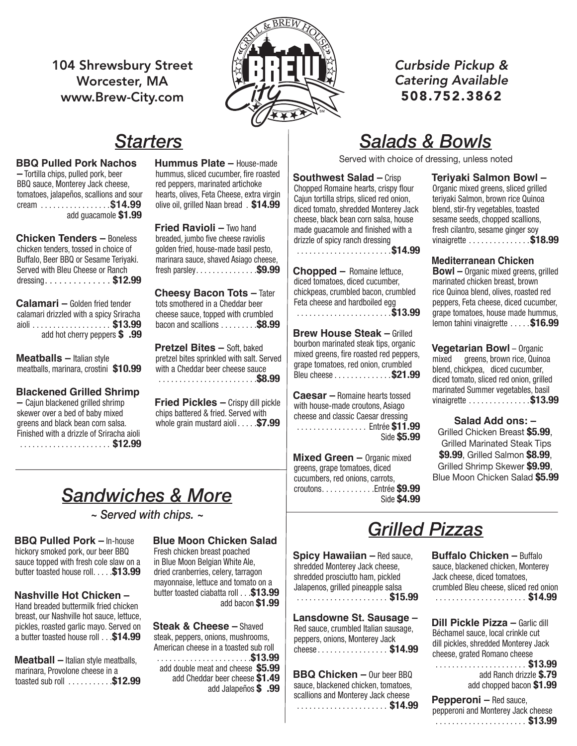104 Shrewsbury Street
Worcester, MA
www.Brew-City.com

*Curbside Pickup & Catering Available*
**508.752.3862**

# *Starters*

**BBQ Pulled Pork Nachos** – Tortilla chips, pulled pork, beer BBQ sauce, Monterey Jack cheese, tomatoes, jalapeños, scallions and sour cream . . . . . . . . . . . . . . . . **$14.99**
add guacamole **$1.99**

**Chicken Tenders** – Boneless chicken tenders, tossed in choice of Buffalo, Beer BBQ or Sesame Teriyaki. Served with Bleu Cheese or Ranch dressing . . . . . . . . . . . . . . **$12.99**

**Calamari** – Golden fried tender calamari drizzled with a spicy Sriracha aioli . . . . . . . . . . . . . . . . . . **$13.99**
add hot cherry peppers **$ .99**

**Meatballs** – Italian style meatballs, marinara, crostini **$10.99**

**Blackened Grilled Shrimp** – Cajun blackened grilled shrimp skewer over a bed of baby mixed greens and black bean corn salsa. Finished with a drizzle of Sriracha aioli . . . . . . . . . . . . . . . . . . . . . . **$12.99**

**Hummus Plate** – House-made hummus, sliced cucumber, fire roasted red peppers, marinated artichoke hearts, olives, Feta Cheese, extra virgin olive oil, grilled Naan bread . **$14.99**

**Fried Ravioli** – Two hand breaded, jumbo five cheese raviolis golden fried, house-made basil pesto, marinara sauce, shaved Asiago cheese, fresh parsley . . . . . . . . . . . . . . **$9.99**

**Cheesy Bacon Tots** – Tater tots smothered in a Cheddar beer cheese sauce, topped with crumbled bacon and scallions . . . . . . . . . **$8.99**

**Pretzel Bites** – Soft, baked pretzel bites sprinkled with salt. Served with a Cheddar beer cheese sauce . . . . . . . . . . . . . . . . . . . . . . . . **$8.99**

**Fried Pickles** – Crispy dill pickle chips battered & fried. Served with whole grain mustard aioli . . . . . **$7.99**

# *Sandwiches & More*

*~ Served with chips. ~*

**BBQ Pulled Pork** – In-house hickory smoked pork, our beer BBQ sauce topped with fresh cole slaw on a butter toasted house roll. . . . . **$13.99**

**Nashville Hot Chicken** – Hand breaded buttermilk fried chicken breast, our Nashville hot sauce, lettuce, pickles, roasted garlic mayo. Served on a butter toasted house roll . . . **$14.99**

**Meatball** – Italian style meatballs, marinara, Provolone cheese in a toasted sub roll . . . . . . . . . . . **$12.99**

**Blue Moon Chicken Salad** Fresh chicken breast poached in Blue Moon Belgian White Ale, dried cranberries, celery, tarragon mayonnaise, lettuce and tomato on a butter toasted ciabatta roll . . . **$13.99**
add bacon **$1.99**

**Steak & Cheese** – Shaved steak, peppers, onions, mushrooms, American cheese in a toasted sub roll . . . . . . . . . . . . . . . . . . . . . . . **$13.99**
add double meat and cheese **$5.99**
add Cheddar beer cheese **$1.49**
add Jalapeños **$ .99**

# *Salads & Bowls*

Served with choice of dressing, unless noted

**Southwest Salad** – Crisp Chopped Romaine hearts, crispy flour Cajun tortilla strips, sliced red onion, diced tomato, shredded Monterey Jack cheese, black bean corn salsa, house made guacamole and finished with a drizzle of spicy ranch dressing . . . . . . . . . . . . . . . . . . . . . . . **$14.99**

**Chopped** – Romaine lettuce, diced tomatoes, diced cucumber, chickpeas, crumbled bacon, crumbled Feta cheese and hardboiled egg . . . . . . . . . . . . . . . . . . . . . . . **$13.99**

**Brew House Steak** – Grilled bourbon marinated steak tips, organic mixed greens, fire roasted red peppers, grape tomatoes, red onion, crumbled Bleu cheese . . . . . . . . . . . . . **$21.99**

**Caesar** – Romaine hearts tossed with house-made croutons, Asiago cheese and classic Caesar dressing . . . . . . . . . . . . . . . . . Entrée **$11.99**
Side **$5.99**

**Mixed Green** – Organic mixed greens, grape tomatoes, diced cucumbers, red onions, carrots, croutons. . . . . . . . . . . . Entrée **$9.99**
Side **$4.99**

**Teriyaki Salmon Bowl** – Organic mixed greens, sliced grilled teriyaki Salmon, brown rice Quinoa blend, stir-fry vegetables, toasted sesame seeds, chopped scallions, fresh cilantro, sesame ginger soy vinaigrette . . . . . . . . . . . . . . . **$18.99**

**Mediterranean Chicken Bowl** – Organic mixed greens, grilled marinated chicken breast, brown rice Quinoa blend, olives, roasted red peppers, Feta cheese, diced cucumber, grape tomatoes, house made hummus, lemon tahini vinaigrette . . . . . **$16.99**

**Vegetarian Bowl** – Organic mixed greens, brown rice, Quinoa blend, chickpea, diced cucumber, diced tomato, sliced red onion, grilled marinated Summer vegetables, basil vinaigrette . . . . . . . . . . . . . . . **$13.99**

**Salad Add ons:** –
Grilled Chicken Breast **$5.99**, Grilled Marinated Steak Tips **$9.99**, Grilled Salmon **$8.99**, Grilled Shrimp Skewer **$9.99**, Blue Moon Chicken Salad **$5.99**

# *Grilled Pizzas*

**Spicy Hawaiian** – Red sauce, shredded Monterey Jack cheese, shredded prosciutto ham, pickled Jalapenos, grilled pineapple salsa . . . . . . . . . . . . . . . . . . . . . . **$15.99**

**Lansdowne St. Sausage** – Red sauce, crumbled Italian sausage, peppers, onions, Monterey Jack cheese . . . . . . . . . . . . . . . . . **$14.99**

**BBQ Chicken** – Our beer BBQ sauce, blackened chicken, tomatoes, scallions and Monterey Jack cheese . . . . . . . . . . . . . . . . . . . . . . **$14.99**

**Buffalo Chicken** – Buffalo sauce, blackened chicken, Monterey Jack cheese, diced tomatoes, crumbled Bleu cheese, sliced red onion . . . . . . . . . . . . . . . . . . . . . . **$14.99**

**Dill Pickle Pizza** – Garlic dill Béchamel sauce, local crinkle cut dill pickles, shredded Monterey Jack cheese, grated Romano cheese . . . . . . . . . . . . . . . . . . . . . . **$13.99**
add Ranch drizzle **$.79**
add chopped bacon **$1.99**

**Pepperoni** – Red sauce, pepperoni and Monterey Jack cheese . . . . . . . . . . . . . . . . . . . . . . **$13.99**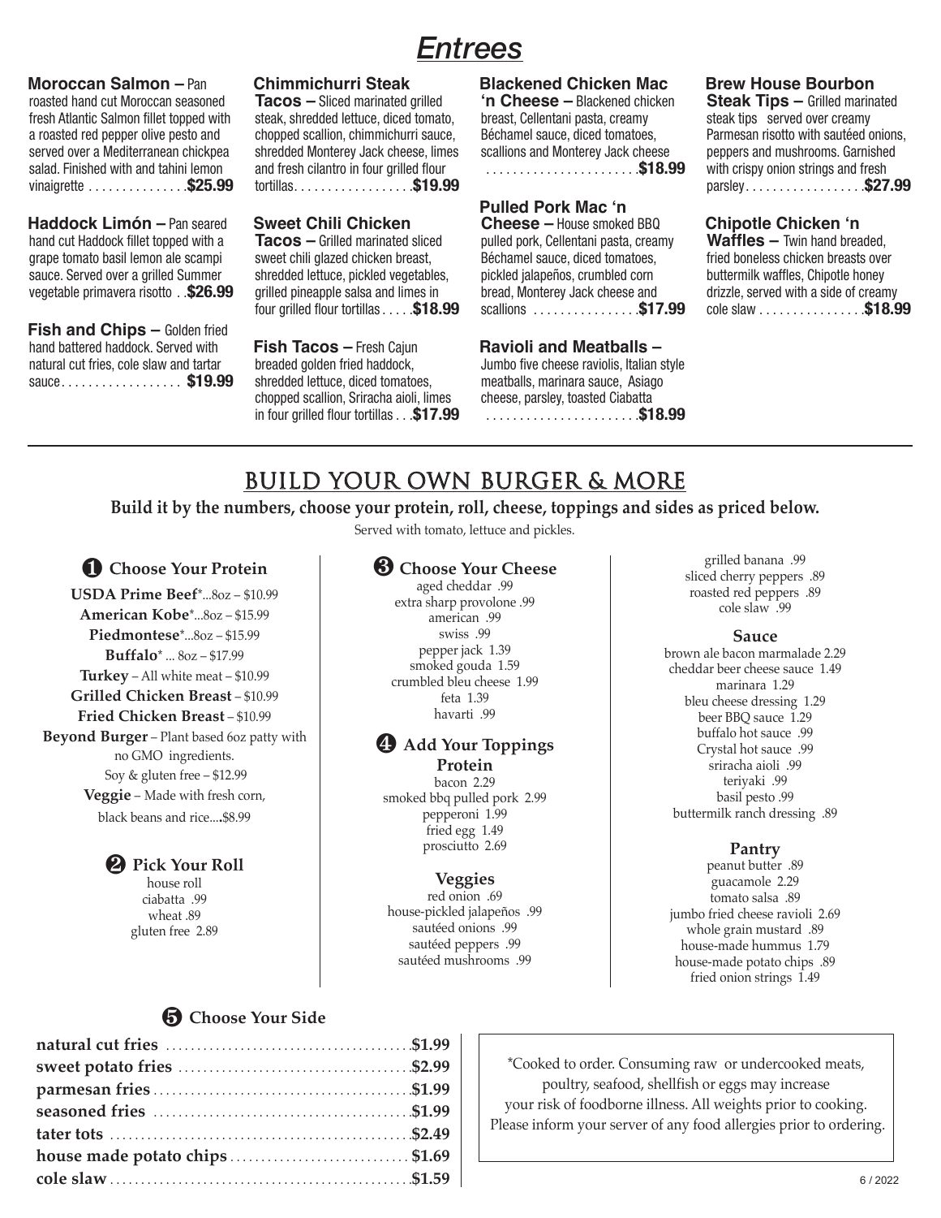# Entrees

**Moroccan Salmon –** Pan roasted hand cut Moroccan seasoned fresh Atlantic Salmon fillet topped with a roasted red pepper olive pesto and served over a Mediterranean chickpea salad. Finished with and tahini lemon vinaigrette . . . . . . . . . . . . . . .**$25.99**

**Haddock Limón –** Pan seared hand cut Haddock fillet topped with a grape tomato basil lemon ale scampi sauce. Served over a grilled Summer vegetable primavera risotto . .**$26.99**

**Fish and Chips –** Golden fried hand battered haddock. Served with natural cut fries, cole slaw and tartar sauce. . . . . . . . . . . . . . . . . . **$19.99**

**Chimmichurri Steak Tacos –** Sliced marinated grilled steak, shredded lettuce, diced tomato, chopped scallion, chimmichurri sauce, shredded Monterey Jack cheese, limes and fresh cilantro in four grilled flour tortillas. . . . . . . . . . . . . . . . . .**$19.99**

**Sweet Chili Chicken Tacos –** Grilled marinated sliced sweet chili glazed chicken breast, shredded lettuce, pickled vegetables, grilled pineapple salsa and limes in four grilled flour tortillas . . . . .**$18.99**

**Fish Tacos –** Fresh Cajun breaded golden fried haddock, shredded lettuce, diced tomatoes, chopped scallion, Sriracha aioli, limes in four grilled flour tortillas . . .**$17.99**

**Blackened Chicken Mac 'n Cheese –** Blackened chicken breast, Cellentani pasta, creamy Béchamel sauce, diced tomatoes, scallions and Monterey Jack cheese . . . . . . . . . . . . . . . . . . . . . . .**$18.99**

**Pulled Pork Mac 'n Cheese –** House smoked BBQ pulled pork, Cellentani pasta, creamy Béchamel sauce, diced tomatoes, pickled jalapeños, crumbled corn bread, Monterey Jack cheese and scallions . . . . . . . . . . . . . . . .**$17.99**

**Ravioli and Meatballs –** Jumbo five cheese raviolis, Italian style meatballs, marinara sauce, Asiago cheese, parsley, toasted Ciabatta . . . . . . . . . . . . . . . . . . . . . . .**$18.99**

**Brew House Bourbon Steak Tips –** Grilled marinated steak tips served over creamy Parmesan risotto with sautéed onions, peppers and mushrooms. Garnished with crispy onion strings and fresh parsley. . . . . . . . . . . . . . . . . .**$27.99**

**Chipotle Chicken 'n Waffles –** Twin hand breaded, fried boneless chicken breasts over buttermilk waffles, Chipotle honey drizzle, served with a side of creamy cole slaw . . . . . . . . . . . . . . . .**$18.99**

# BUILD YOUR OWN BURGER & MORE

**Build it by the numbers, choose your protein, roll, cheese, toppings and sides as priced below.**

Served with tomato, lettuce and pickles.

## ❶ Choose Your Protein

**USDA Prime Beef***...8oz – $10.99
**American Kobe***...8oz – $15.99
**Piedmontese***...8oz – $15.99
**Buffalo*** ... 8oz – $17.99
**Turkey** – All white meat – $10.99
**Grilled Chicken Breast** – $10.99
**Fried Chicken Breast** – $10.99
**Beyond Burger** – Plant based 6oz patty with no GMO ingredients. Soy & gluten free – $12.99
**Veggie** – Made with fresh corn, black beans and rice....$8.99

## ❷ Pick Your Roll

house roll
ciabatta .99
wheat .89
gluten free 2.89

## ❸ Choose Your Cheese

aged cheddar .99
extra sharp provolone .99
american .99
swiss .99
pepper jack 1.39
smoked gouda 1.59
crumbled bleu cheese 1.99
feta 1.39
havarti .99

## ❹ Add Your Toppings

### Protein

bacon 2.29
smoked bbq pulled pork 2.99
pepperoni 1.99
fried egg 1.49
prosciutto 2.69

### Veggies

red onion .69
house-pickled jalapeños .99
sautéed onions .99
sautéed peppers .99
sautéed mushrooms .99
grilled banana .99
sliced cherry peppers .89
roasted red peppers .89
cole slaw .99

### Sauce

brown ale bacon marmalade 2.29
cheddar beer cheese sauce 1.49
marinara 1.29
bleu cheese dressing 1.29
beer BBQ sauce 1.29
buffalo hot sauce .99
Crystal hot sauce .99
sriracha aioli .99
teriyaki .99
basil pesto .99
buttermilk ranch dressing .89

### Pantry

peanut butter .89
guacamole 2.29
tomato salsa .89
jumbo fried cheese ravioli 2.69
whole grain mustard .89
house-made hummus 1.79
house-made potato chips .89
fried onion strings 1.49

## ❺ Choose Your Side

**natural cut fries** . . . . . . . . . . . . . . . . . . . . . . . **$1.99**
**sweet potato fries** . . . . . . . . . . . . . . . . . . . . . . **$2.99**
**parmesan fries** . . . . . . . . . . . . . . . . . . . . . . . . . **$1.99**
**seasoned fries** . . . . . . . . . . . . . . . . . . . . . . . . . **$1.99**
**tater tots** . . . . . . . . . . . . . . . . . . . . . . . . . . . . . **$2.49**
**house made potato chips** . . . . . . . . . . . . . . . . . **$1.69**
**cole slaw** . . . . . . . . . . . . . . . . . . . . . . . . . . . . . . **$1.59**

*Cooked to order. Consuming raw or undercooked meats, poultry, seafood, shellfish or eggs may increase your risk of foodborne illness. All weights prior to cooking. Please inform your server of any food allergies prior to ordering.

6 / 2022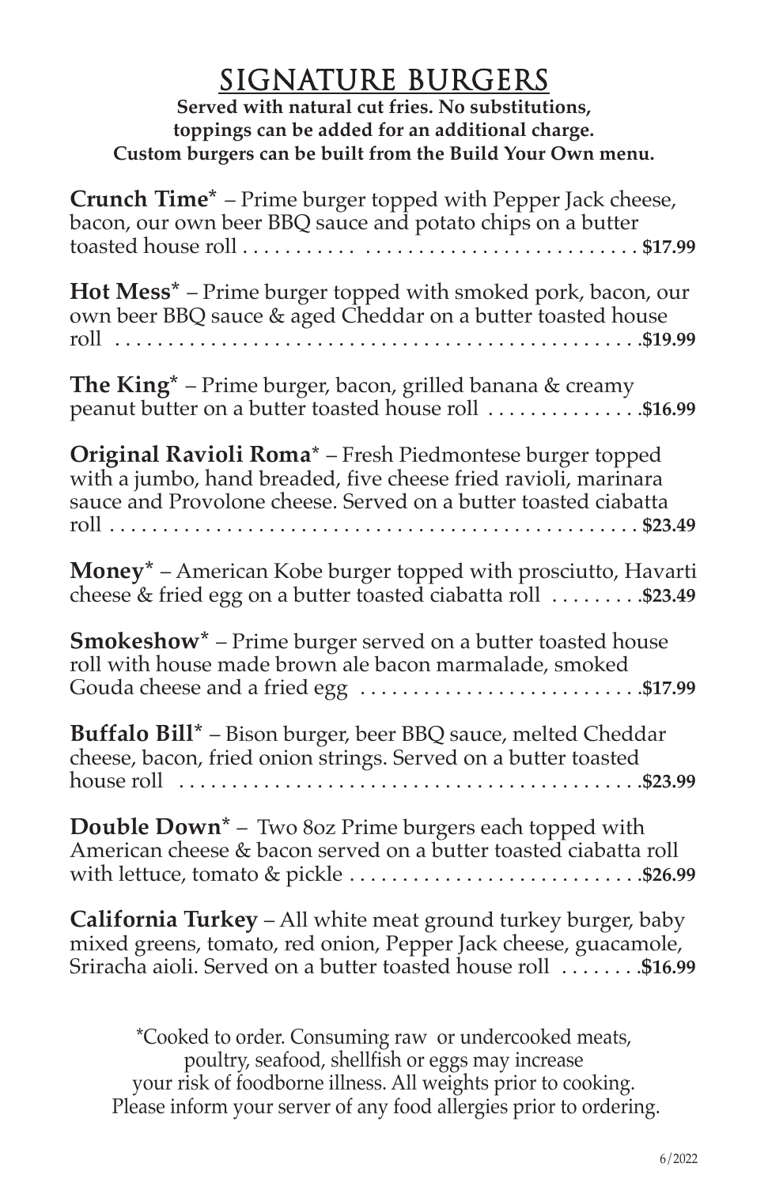# SIGNATURE BURGERS

**Served with natural cut fries. No substitutions, toppings can be added for an additional charge. Custom burgers can be built from the Build Your Own menu.**

**Crunch Time*** – Prime burger topped with Pepper Jack cheese, bacon, our own beer BBQ sauce and potato chips on a butter toasted house roll . . . . . . . . . **$17.99**

**Hot Mess*** – Prime burger topped with smoked pork, bacon, our own beer BBQ sauce & aged Cheddar on a butter toasted house roll . . . . . . . . . **$19.99**

**The King*** – Prime burger, bacon, grilled banana & creamy peanut butter on a butter toasted house roll . . . . . . . . . **$16.99**

**Original Ravioli Roma*** – Fresh Piedmontese burger topped with a jumbo, hand breaded, five cheese fried ravioli, marinara sauce and Provolone cheese. Served on a butter toasted ciabatta roll . . . . . . . . . **$23.49**

**Money*** – American Kobe burger topped with prosciutto, Havarti cheese & fried egg on a butter toasted ciabatta roll . . . . . . . . . **$23.49**

**Smokeshow*** – Prime burger served on a butter toasted house roll with house made brown ale bacon marmalade, smoked Gouda cheese and a fried egg . . . . . . . . . **$17.99**

**Buffalo Bill*** – Bison burger, beer BBQ sauce, melted Cheddar cheese, bacon, fried onion strings. Served on a butter toasted house roll . . . . . . . . . **$23.99**

**Double Down*** – Two 8oz Prime burgers each topped with American cheese & bacon served on a butter toasted ciabatta roll with lettuce, tomato & pickle . . . . . . . . . **$26.99**

**California Turkey** – All white meat ground turkey burger, baby mixed greens, tomato, red onion, Pepper Jack cheese, guacamole, Sriracha aioli. Served on a butter toasted house roll . . . . . . . . . **$16.99**

*Cooked to order. Consuming raw or undercooked meats, poultry, seafood, shellfish or eggs may increase your risk of foodborne illness. All weights prior to cooking. Please inform your server of any food allergies prior to ordering.

6/2022